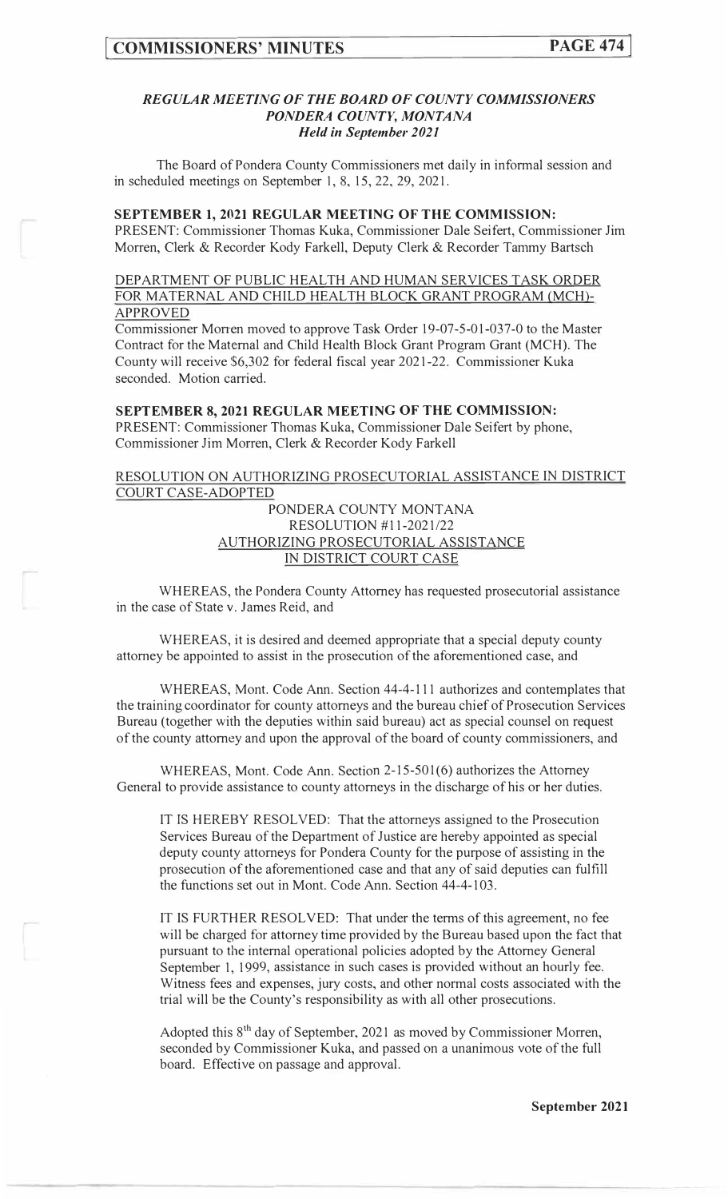***REGULAR MEETING OF THE BOARD OF COUNTY COMMISSIONERS***
***PONDERA COUNTY, MONTANA***
***Held in September 2021***

The Board of Pondera County Commissioners met daily in informal session and in scheduled meetings on September 1, 8, 15, 22, 29, 2021.

**SEPTEMBER 1, 2021 REGULAR MEETING OF THE COMMISSION:**
PRESENT: Commissioner Thomas Kuka, Commissioner Dale Seifert, Commissioner Jim Morren, Clerk & Recorder Kody Farkell, Deputy Clerk & Recorder Tammy Bartsch

DEPARTMENT OF PUBLIC HEALTH AND HUMAN SERVICES TASK ORDER FOR MATERNAL AND CHILD HEALTH BLOCK GRANT PROGRAM (MCH)-APPROVED

Commissioner Morren moved to approve Task Order 19-07-5-01-037-0 to the Master Contract for the Maternal and Child Health Block Grant Program Grant (MCH). The County will receive $6,302 for federal fiscal year 2021-22. Commissioner Kuka seconded. Motion carried.

**SEPTEMBER 8, 2021 REGULAR MEETING OF THE COMMISSION:**
PRESENT: Commissioner Thomas Kuka, Commissioner Dale Seifert by phone, Commissioner Jim Morren, Clerk & Recorder Kody Farkell

RESOLUTION ON AUTHORIZING PROSECUTORIAL ASSISTANCE IN DISTRICT COURT CASE-ADOPTED

PONDERA COUNTY MONTANA
RESOLUTION #11-2021/22
AUTHORIZING PROSECUTORIAL ASSISTANCE
IN DISTRICT COURT CASE

WHEREAS, the Pondera County Attorney has requested prosecutorial assistance in the case of State v. James Reid, and

WHEREAS, it is desired and deemed appropriate that a special deputy county attorney be appointed to assist in the prosecution of the aforementioned case, and

WHEREAS, Mont. Code Ann. Section 44-4-111 authorizes and contemplates that the training coordinator for county attorneys and the bureau chief of Prosecution Services Bureau (together with the deputies within said bureau) act as special counsel on request of the county attorney and upon the approval of the board of county commissioners, and

WHEREAS, Mont. Code Ann. Section 2-15-501(6) authorizes the Attorney General to provide assistance to county attorneys in the discharge of his or her duties.

IT IS HEREBY RESOLVED: That the attorneys assigned to the Prosecution Services Bureau of the Department of Justice are hereby appointed as special deputy county attorneys for Pondera County for the purpose of assisting in the prosecution of the aforementioned case and that any of said deputies can fulfill the functions set out in Mont. Code Ann. Section 44-4-103.

IT IS FURTHER RESOLVED: That under the terms of this agreement, no fee will be charged for attorney time provided by the Bureau based upon the fact that pursuant to the internal operational policies adopted by the Attorney General September 1, 1999, assistance in such cases is provided without an hourly fee. Witness fees and expenses, jury costs, and other normal costs associated with the trial will be the County's responsibility as with all other prosecutions.

Adopted this 8th day of September, 2021 as moved by Commissioner Morren, seconded by Commissioner Kuka, and passed on a unanimous vote of the full board. Effective on passage and approval.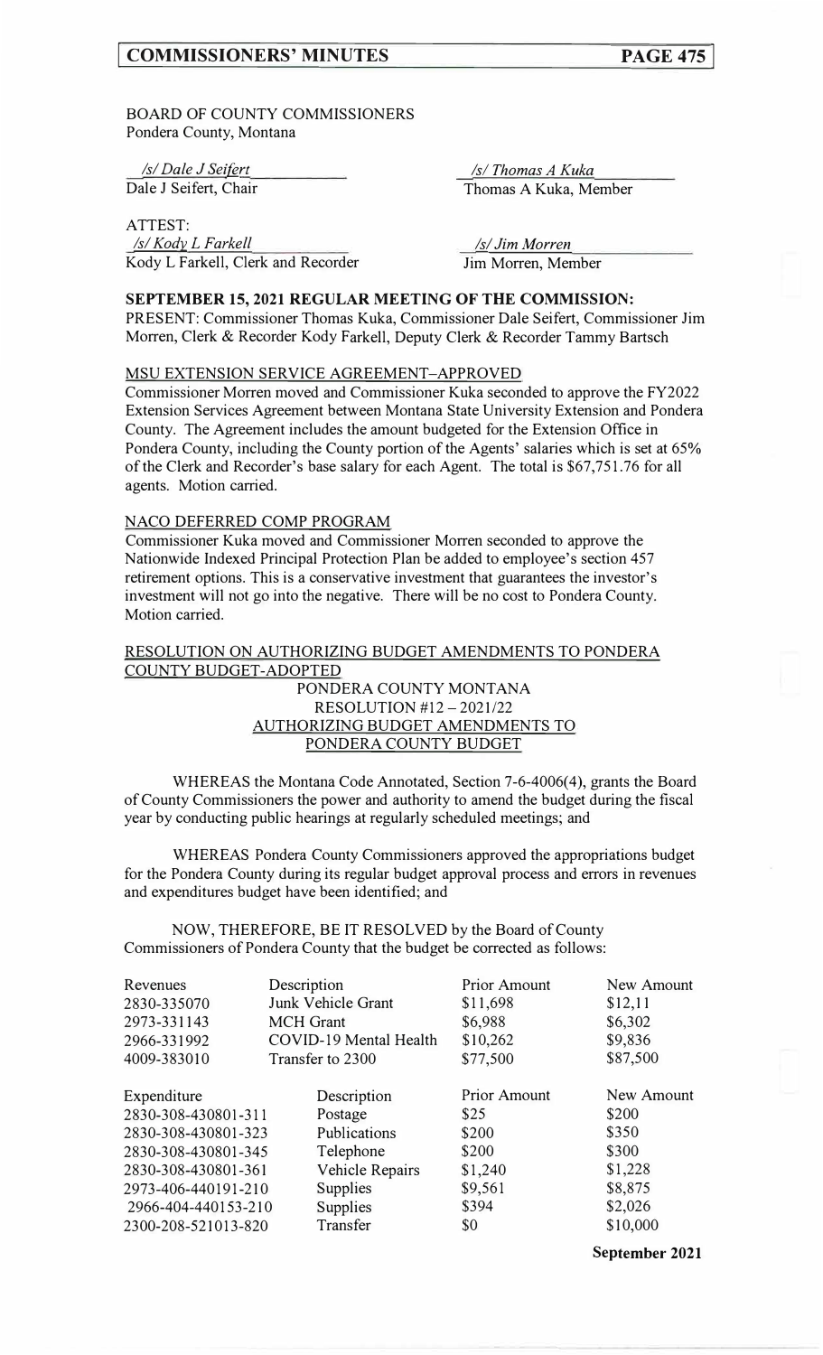BOARD OF COUNTY COMMISSIONERS
Pondera County, Montana

| | |
|---|---|
| */s/ Dale J Seifert* | */s/ Thomas A Kuka* |
| Dale J Seifert, Chair | Thomas A Kuka, Member |

ATTEST:

| | |
|---|---|
| */s/ Kody L Farkell* | */s/ Jim Morren* |
| Kody L Farkell, Clerk and Recorder | Jim Morren, Member |

**SEPTEMBER 15, 2021 REGULAR MEETING OF THE COMMISSION:**
PRESENT: Commissioner Thomas Kuka, Commissioner Dale Seifert, Commissioner Jim Morren, Clerk & Recorder Kody Farkell, Deputy Clerk & Recorder Tammy Bartsch

MSU EXTENSION SERVICE AGREEMENT–APPROVED

Commissioner Morren moved and Commissioner Kuka seconded to approve the FY2022 Extension Services Agreement between Montana State University Extension and Pondera County. The Agreement includes the amount budgeted for the Extension Office in Pondera County, including the County portion of the Agents' salaries which is set at 65% of the Clerk and Recorder's base salary for each Agent. The total is $67,751.76 for all agents. Motion carried.

NACO DEFERRED COMP PROGRAM

Commissioner Kuka moved and Commissioner Morren seconded to approve the Nationwide Indexed Principal Protection Plan be added to employee's section 457 retirement options. This is a conservative investment that guarantees the investor's investment will not go into the negative. There will be no cost to Pondera County. Motion carried.

RESOLUTION ON AUTHORIZING BUDGET AMENDMENTS TO PONDERA COUNTY BUDGET-ADOPTED

PONDERA COUNTY MONTANA
RESOLUTION #12 – 2021/22
AUTHORIZING BUDGET AMENDMENTS TO
PONDERA COUNTY BUDGET

WHEREAS the Montana Code Annotated, Section 7-6-4006(4), grants the Board of County Commissioners the power and authority to amend the budget during the fiscal year by conducting public hearings at regularly scheduled meetings; and

WHEREAS Pondera County Commissioners approved the appropriations budget for the Pondera County during its regular budget approval process and errors in revenues and expenditures budget have been identified; and

NOW, THEREFORE, BE IT RESOLVED by the Board of County Commissioners of Pondera County that the budget be corrected as follows:

| Revenues | Description | Prior Amount | New Amount |
|---|---|---|---|
| 2830-335070 | Junk Vehicle Grant | $11,698 | $12,11 |
| 2973-331143 | MCH Grant | $6,988 | $6,302 |
| 2966-331992 | COVID-19 Mental Health | $10,262 | $9,836 |
| 4009-383010 | Transfer to 2300 | $77,500 | $87,500 |

| Expenditure | Description | Prior Amount | New Amount |
|---|---|---|---|
| 2830-308-430801-311 | Postage | $25 | $200 |
| 2830-308-430801-323 | Publications | $200 | $350 |
| 2830-308-430801-345 | Telephone | $200 | $300 |
| 2830-308-430801-361 | Vehicle Repairs | $1,240 | $1,228 |
| 2973-406-440191-210 | Supplies | $9,561 | $8,875 |
| 2966-404-440153-210 | Supplies | $394 | $2,026 |
| 2300-208-521013-820 | Transfer | $0 | $10,000 |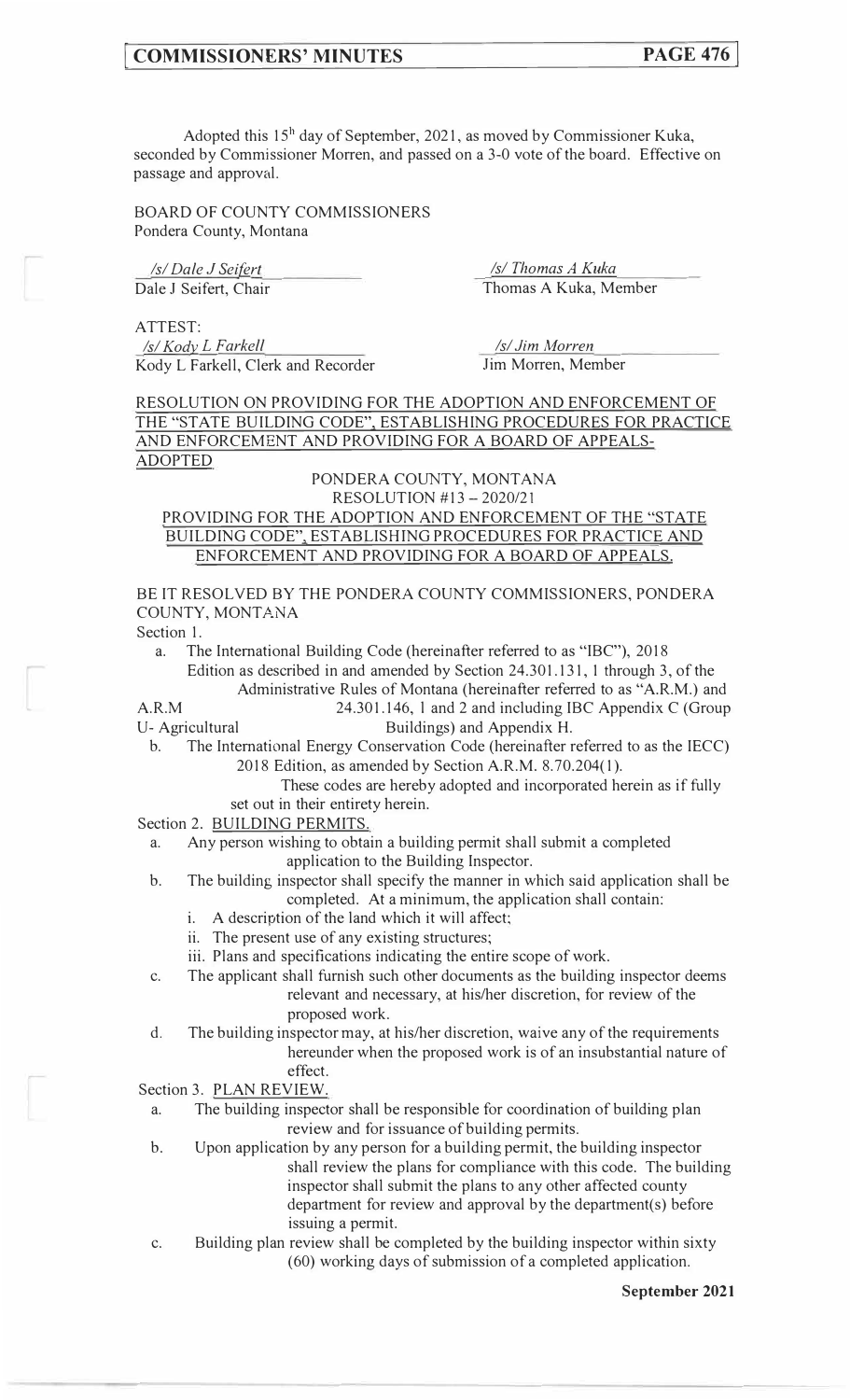Adopted this 15[h] day of September, 2021, as moved by Commissioner Kuka, seconded by Commissioner Morren, and passed on a 3-0 vote of the board. Effective on passage and approval.

BOARD OF COUNTY COMMISSIONERS
Pondera County, Montana

| | |
|---|---|
| */s/ Dale J Seifert* | */s/ Thomas A Kuka* |
| Dale J Seifert, Chair | Thomas A Kuka, Member |
| ATTEST: | |
| */s/ Kody L Farkell* | */s/ Jim Morren* |
| Kody L Farkell, Clerk and Recorder | Jim Morren, Member |

RESOLUTION ON PROVIDING FOR THE ADOPTION AND ENFORCEMENT OF THE "STATE BUILDING CODE", ESTABLISHING PROCEDURES FOR PRACTICE AND ENFORCEMENT AND PROVIDING FOR A BOARD OF APPEALS-ADOPTED

PONDERA COUNTY, MONTANA
RESOLUTION #13 – 2020/21

PROVIDING FOR THE ADOPTION AND ENFORCEMENT OF THE "STATE BUILDING CODE", ESTABLISHING PROCEDURES FOR PRACTICE AND ENFORCEMENT AND PROVIDING FOR A BOARD OF APPEALS.

BE IT RESOLVED BY THE PONDERA COUNTY COMMISSIONERS, PONDERA COUNTY, MONTANA

Section 1.

a. The International Building Code (hereinafter referred to as "IBC"), 2018 Edition as described in and amended by Section 24.301.131, 1 through 3, of the Administrative Rules of Montana (hereinafter referred to as "A.R.M.) and A.R.M 24.301.146, 1 and 2 and including IBC Appendix C (Group U- Agricultural Buildings) and Appendix H.

b. The International Energy Conservation Code (hereinafter referred to as the IECC) 2018 Edition, as amended by Section A.R.M. 8.70.204(1).

These codes are hereby adopted and incorporated herein as if fully set out in their entirety herein.

Section 2. BUILDING PERMITS.

a. Any person wishing to obtain a building permit shall submit a completed application to the Building Inspector.

b. The building inspector shall specify the manner in which said application shall be completed. At a minimum, the application shall contain:
   i. A description of the land which it will affect;
   ii. The present use of any existing structures;
   iii. Plans and specifications indicating the entire scope of work.

c. The applicant shall furnish such other documents as the building inspector deems relevant and necessary, at his/her discretion, for review of the proposed work.

d. The building inspector may, at his/her discretion, waive any of the requirements hereunder when the proposed work is of an insubstantial nature of effect.

Section 3. PLAN REVIEW.

a. The building inspector shall be responsible for coordination of building plan review and for issuance of building permits.

b. Upon application by any person for a building permit, the building inspector shall review the plans for compliance with this code. The building inspector shall submit the plans to any other affected county department for review and approval by the department(s) before issuing a permit.

c. Building plan review shall be completed by the building inspector within sixty (60) working days of submission of a completed application.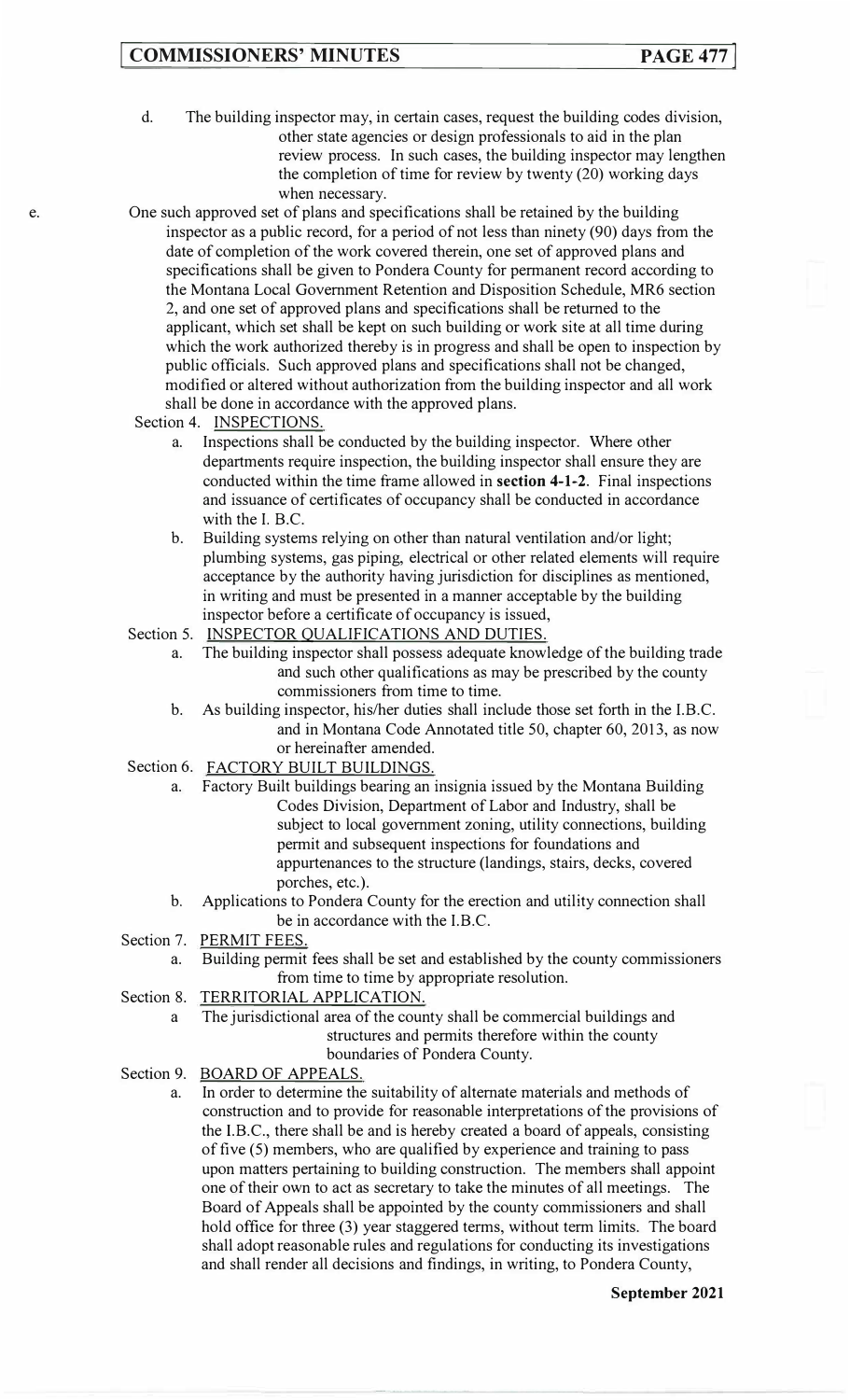d. The building inspector may, in certain cases, request the building codes division, other state agencies or design professionals to aid in the plan review process. In such cases, the building inspector may lengthen the completion of time for review by twenty (20) working days when necessary.

e. One such approved set of plans and specifications shall be retained by the building inspector as a public record, for a period of not less than ninety (90) days from the date of completion of the work covered therein, one set of approved plans and specifications shall be given to Pondera County for permanent record according to the Montana Local Government Retention and Disposition Schedule, MR6 section 2, and one set of approved plans and specifications shall be returned to the applicant, which set shall be kept on such building or work site at all time during which the work authorized thereby is in progress and shall be open to inspection by public officials. Such approved plans and specifications shall not be changed, modified or altered without authorization from the building inspector and all work shall be done in accordance with the approved plans.

Section 4. INSPECTIONS.

a. Inspections shall be conducted by the building inspector. Where other departments require inspection, the building inspector shall ensure they are conducted within the time frame allowed in **section 4-1-2**. Final inspections and issuance of certificates of occupancy shall be conducted in accordance with the I. B.C.

b. Building systems relying on other than natural ventilation and/or light; plumbing systems, gas piping, electrical or other related elements will require acceptance by the authority having jurisdiction for disciplines as mentioned, in writing and must be presented in a manner acceptable by the building inspector before a certificate of occupancy is issued,

Section 5. INSPECTOR QUALIFICATIONS AND DUTIES.

a. The building inspector shall possess adequate knowledge of the building trade and such other qualifications as may be prescribed by the county commissioners from time to time.

b. As building inspector, his/her duties shall include those set forth in the I.B.C. and in Montana Code Annotated title 50, chapter 60, 2013, as now or hereinafter amended.

Section 6. FACTORY BUILT BUILDINGS.

a. Factory Built buildings bearing an insignia issued by the Montana Building Codes Division, Department of Labor and Industry, shall be subject to local government zoning, utility connections, building permit and subsequent inspections for foundations and appurtenances to the structure (landings, stairs, decks, covered porches, etc.).

b. Applications to Pondera County for the erection and utility connection shall be in accordance with the I.B.C.

Section 7. PERMIT FEES.

a. Building permit fees shall be set and established by the county commissioners from time to time by appropriate resolution.

Section 8. TERRITORIAL APPLICATION.

a The jurisdictional area of the county shall be commercial buildings and structures and permits therefore within the county boundaries of Pondera County.

Section 9. BOARD OF APPEALS.

a. In order to determine the suitability of alternate materials and methods of construction and to provide for reasonable interpretations of the provisions of the I.B.C., there shall be and is hereby created a board of appeals, consisting of five (5) members, who are qualified by experience and training to pass upon matters pertaining to building construction. The members shall appoint one of their own to act as secretary to take the minutes of all meetings. The Board of Appeals shall be appointed by the county commissioners and shall hold office for three (3) year staggered terms, without term limits. The board shall adopt reasonable rules and regulations for conducting its investigations and shall render all decisions and findings, in writing, to Pondera County,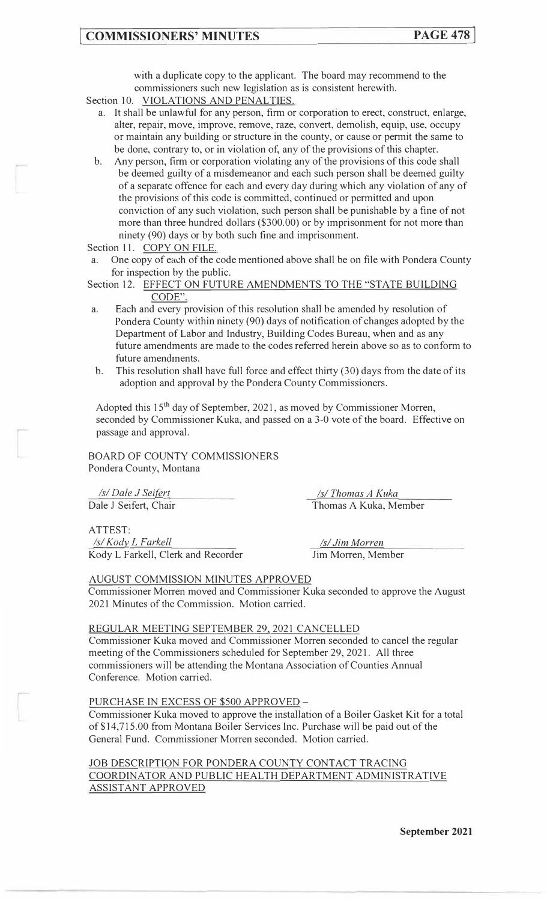with a duplicate copy to the applicant. The board may recommend to the commissioners such new legislation as is consistent herewith.

Section 10. VIOLATIONS AND PENALTIES.

a. It shall be unlawful for any person, firm or corporation to erect, construct, enlarge, alter, repair, move, improve, remove, raze, convert, demolish, equip, use, occupy or maintain any building or structure in the county, or cause or permit the same to be done, contrary to, or in violation of, any of the provisions of this chapter.

b. Any person, firm or corporation violating any of the provisions of this code shall be deemed guilty of a misdemeanor and each such person shall be deemed guilty of a separate offence for each and every day during which any violation of any of the provisions of this code is committed, continued or permitted and upon conviction of any such violation, such person shall be punishable by a fine of not more than three hundred dollars ($300.00) or by imprisonment for not more than ninety (90) days or by both such fine and imprisonment.

Section 11. COPY ON FILE.

a. One copy of each of the code mentioned above shall be on file with Pondera County for inspection by the public.

Section 12. EFFECT ON FUTURE AMENDMENTS TO THE "STATE BUILDING CODE".

a. Each and every provision of this resolution shall be amended by resolution of Pondera County within ninety (90) days of notification of changes adopted by the Department of Labor and Industry, Building Codes Bureau, when and as any future amendments are made to the codes referred herein above so as to conform to future amendments.

b. This resolution shall have full force and effect thirty (30) days from the date of its adoption and approval by the Pondera County Commissioners.

Adopted this 15th day of September, 2021, as moved by Commissioner Morren, seconded by Commissioner Kuka, and passed on a 3-0 vote of the board. Effective on passage and approval.

BOARD OF COUNTY COMMISSIONERS
Pondera County, Montana

/s/ Dale J Seifert
Dale J Seifert, Chair

/s/ Thomas A Kuka
Thomas A Kuka, Member

ATTEST:
/s/ Kody L Farkell
Kody L Farkell, Clerk and Recorder

/s/ Jim Morren
Jim Morren, Member

AUGUST COMMISSION MINUTES APPROVED

Commissioner Morren moved and Commissioner Kuka seconded to approve the August 2021 Minutes of the Commission. Motion carried.

REGULAR MEETING SEPTEMBER 29, 2021 CANCELLED

Commissioner Kuka moved and Commissioner Morren seconded to cancel the regular meeting of the Commissioners scheduled for September 29, 2021. All three commissioners will be attending the Montana Association of Counties Annual Conference. Motion carried.

PURCHASE IN EXCESS OF $500 APPROVED –

Commissioner Kuka moved to approve the installation of a Boiler Gasket Kit for a total of $14,715.00 from Montana Boiler Services Inc. Purchase will be paid out of the General Fund. Commissioner Morren seconded. Motion carried.

JOB DESCRIPTION FOR PONDERA COUNTY CONTACT TRACING COORDINATOR AND PUBLIC HEALTH DEPARTMENT ADMINISTRATIVE ASSISTANT APPROVED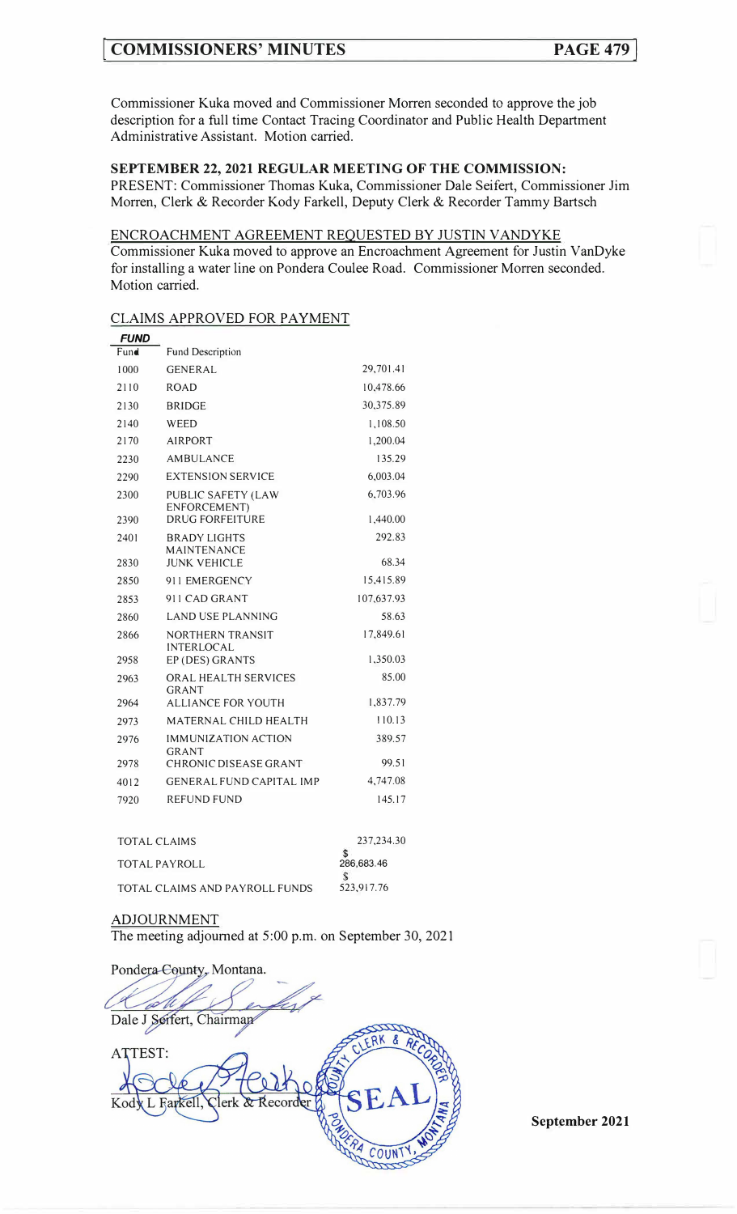Commissioner Kuka moved and Commissioner Morren seconded to approve the job description for a full time Contact Tracing Coordinator and Public Health Department Administrative Assistant. Motion carried.

**SEPTEMBER 22, 2021 REGULAR MEETING OF THE COMMISSION:**
PRESENT: Commissioner Thomas Kuka, Commissioner Dale Seifert, Commissioner Jim Morren, Clerk & Recorder Kody Farkell, Deputy Clerk & Recorder Tammy Bartsch

ENCROACHMENT AGREEMENT REQUESTED BY JUSTIN VANDYKE
Commissioner Kuka moved to approve an Encroachment Agreement for Justin VanDyke for installing a water line on Pondera Coulee Road. Commissioner Morren seconded. Motion carried.

CLAIMS APPROVED FOR PAYMENT

| *FUND* | | |
|---|---|---|
| Fund | Fund Description | |
| 1000 | GENERAL | 29,701.41 |
| 2110 | ROAD | 10,478.66 |
| 2130 | BRIDGE | 30,375.89 |
| 2140 | WEED | 1,108.50 |
| 2170 | AIRPORT | 1,200.04 |
| 2230 | AMBULANCE | 135.29 |
| 2290 | EXTENSION SERVICE | 6,003.04 |
| 2300 | PUBLIC SAFETY (LAW ENFORCEMENT) | 6,703.96 |
| 2390 | DRUG FORFEITURE | 1,440.00 |
| 2401 | BRADY LIGHTS MAINTENANCE | 292.83 |
| 2830 | JUNK VEHICLE | 68.34 |
| 2850 | 911 EMERGENCY | 15,415.89 |
| 2853 | 911 CAD GRANT | 107,637.93 |
| 2860 | LAND USE PLANNING | 58.63 |
| 2866 | NORTHERN TRANSIT INTERLOCAL | 17,849.61 |
| 2958 | EP (DES) GRANTS | 1,350.03 |
| 2963 | ORAL HEALTH SERVICES GRANT | 85.00 |
| 2964 | ALLIANCE FOR YOUTH | 1,837.79 |
| 2973 | MATERNAL CHILD HEALTH | 110.13 |
| 2976 | IMMUNIZATION ACTION GRANT | 389.57 |
| 2978 | CHRONIC DISEASE GRANT | 99.51 |
| 4012 | GENERAL FUND CAPITAL IMP | 4,747.08 |
| 7920 | REFUND FUND | 145.17 |

| | |
|---|---|
| TOTAL CLAIMS | 237,234.30 |
| TOTAL PAYROLL | $ 286,683.46 |
| TOTAL CLAIMS AND PAYROLL FUNDS | $ 523,917.76 |

ADJOURNMENT
The meeting adjourned at 5:00 p.m. on September 30, 2021

Pondera County, Montana.

Dale J Seifert, Chairman

ATTEST:

Kody L Farkell, Clerk & Recorder

CLERK & RECORDER SEAL PONDERA COUNTY, MONTANA

September 2021